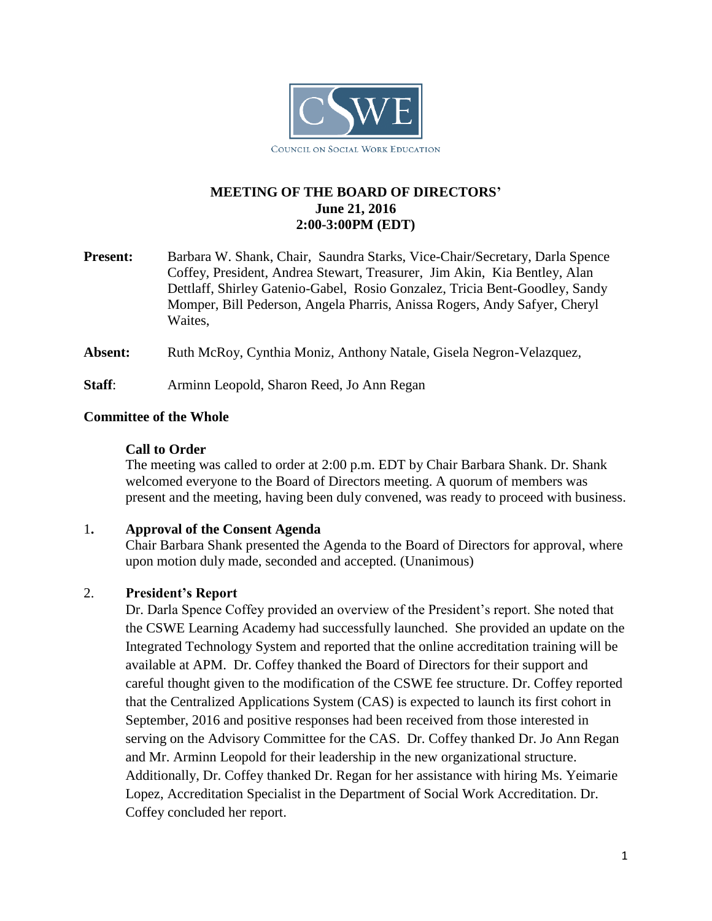CSWE

Council on Social Work Education

# MEETING OF THE BOARD OF DIRECTORS'
## June 21, 2016
## 2:00-3:00PM (EDT)

**Present:** Barbara W. Shank, Chair, Saundra Starks, Vice-Chair/Secretary, Darla Spence Coffey, President, Andrea Stewart, Treasurer, Jim Akin, Kia Bentley, Alan Dettlaff, Shirley Gatenio-Gabel, Rosio Gonzalez, Tricia Bent-Goodley, Sandy Momper, Bill Pederson, Angela Pharris, Anissa Rogers, Andy Safyer, Cheryl Waites,

**Absent:** Ruth McRoy, Cynthia Moniz, Anthony Natale, Gisela Negron-Velazquez,

**Staff**: Arminn Leopold, Sharon Reed, Jo Ann Regan

### Committee of the Whole

**Call to Order**

The meeting was called to order at 2:00 p.m. EDT by Chair Barbara Shank. Dr. Shank welcomed everyone to the Board of Directors meeting. A quorum of members was present and the meeting, having been duly convened, was ready to proceed with business.

1. **Approval of the Consent Agenda**

   Chair Barbara Shank presented the Agenda to the Board of Directors for approval, where upon motion duly made, seconded and accepted. (Unanimous)

2. **President's Report**

   Dr. Darla Spence Coffey provided an overview of the President's report. She noted that the CSWE Learning Academy had successfully launched. She provided an update on the Integrated Technology System and reported that the online accreditation training will be available at APM. Dr. Coffey thanked the Board of Directors for their support and careful thought given to the modification of the CSWE fee structure. Dr. Coffey reported that the Centralized Applications System (CAS) is expected to launch its first cohort in September, 2016 and positive responses had been received from those interested in serving on the Advisory Committee for the CAS. Dr. Coffey thanked Dr. Jo Ann Regan and Mr. Arminn Leopold for their leadership in the new organizational structure. Additionally, Dr. Coffey thanked Dr. Regan for her assistance with hiring Ms. Yeimarie Lopez, Accreditation Specialist in the Department of Social Work Accreditation. Dr. Coffey concluded her report.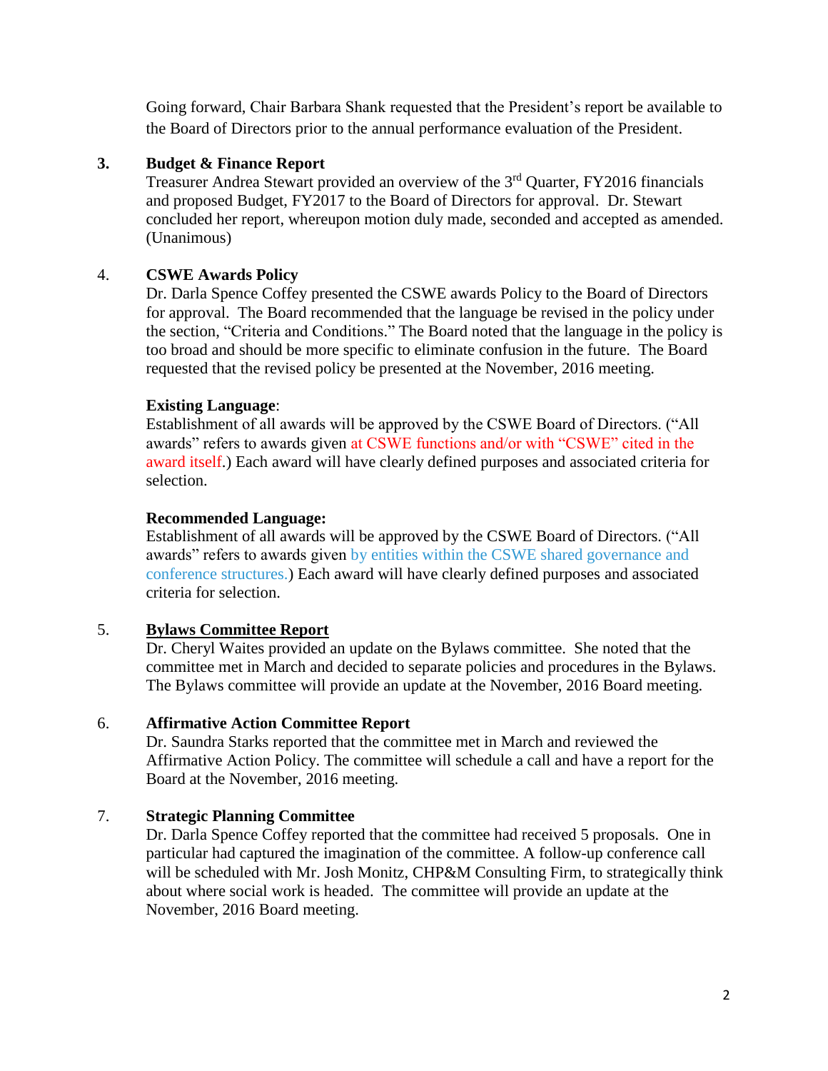Going forward, Chair Barbara Shank requested that the President's report be available to the Board of Directors prior to the annual performance evaluation of the President.

**3. Budget & Finance Report**

Treasurer Andrea Stewart provided an overview of the 3rd Quarter, FY2016 financials and proposed Budget, FY2017 to the Board of Directors for approval. Dr. Stewart concluded her report, whereupon motion duly made, seconded and accepted as amended. (Unanimous)

**4. CSWE Awards Policy**

Dr. Darla Spence Coffey presented the CSWE awards Policy to the Board of Directors for approval. The Board recommended that the language be revised in the policy under the section, "Criteria and Conditions." The Board noted that the language in the policy is too broad and should be more specific to eliminate confusion in the future. The Board requested that the revised policy be presented at the November, 2016 meeting.

**Existing Language**:

Establishment of all awards will be approved by the CSWE Board of Directors. ("All awards" refers to awards given at CSWE functions and/or with "CSWE" cited in the award itself.) Each award will have clearly defined purposes and associated criteria for selection.

**Recommended Language:**

Establishment of all awards will be approved by the CSWE Board of Directors. ("All awards" refers to awards given by entities within the CSWE shared governance and conference structures.) Each award will have clearly defined purposes and associated criteria for selection.

**5. Bylaws Committee Report**

Dr. Cheryl Waites provided an update on the Bylaws committee. She noted that the committee met in March and decided to separate policies and procedures in the Bylaws. The Bylaws committee will provide an update at the November, 2016 Board meeting.

**6. Affirmative Action Committee Report**

Dr. Saundra Starks reported that the committee met in March and reviewed the Affirmative Action Policy. The committee will schedule a call and have a report for the Board at the November, 2016 meeting.

**7. Strategic Planning Committee**

Dr. Darla Spence Coffey reported that the committee had received 5 proposals. One in particular had captured the imagination of the committee. A follow-up conference call will be scheduled with Mr. Josh Monitz, CHP&M Consulting Firm, to strategically think about where social work is headed. The committee will provide an update at the November, 2016 Board meeting.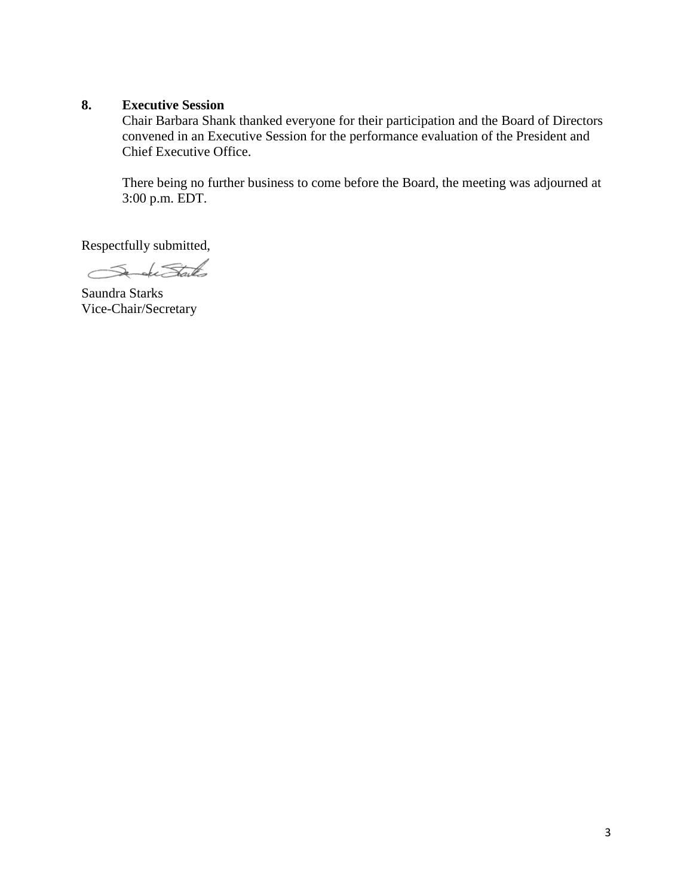## 8. Executive Session

Chair Barbara Shank thanked everyone for their participation and the Board of Directors convened in an Executive Session for the performance evaluation of the President and Chief Executive Office.

There being no further business to come before the Board, the meeting was adjourned at 3:00 p.m. EDT.

Respectfully submitted,

Saundra Starks
Vice-Chair/Secretary